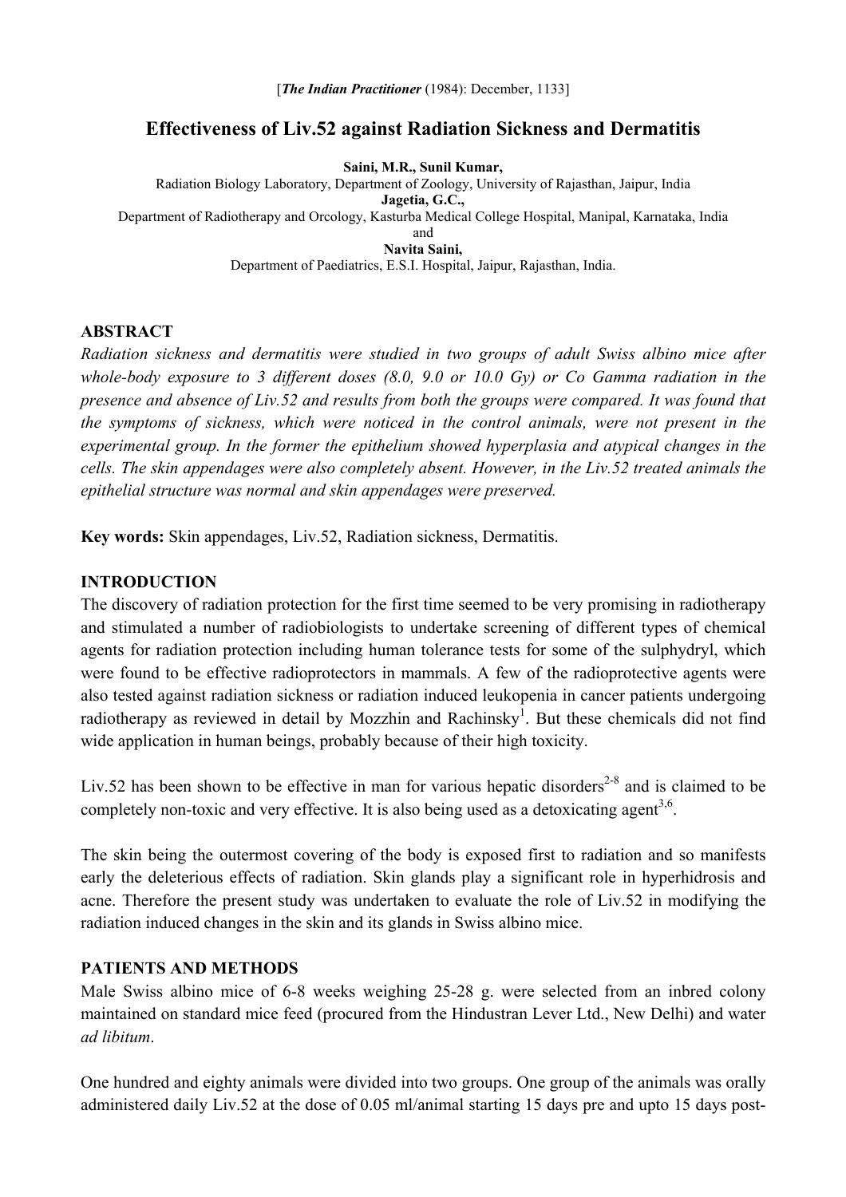[*The Indian Practitioner* (1984): December, 1133]

# Effectiveness of Liv.52 against Radiation Sickness and Dermatitis

**Saini, M.R., Sunil Kumar,**
Radiation Biology Laboratory, Department of Zoology, University of Rajasthan, Jaipur, India
**Jagetia, G.C.,**
Department of Radiotherapy and Orcology, Kasturba Medical College Hospital, Manipal, Karnataka, India
and
**Navita Saini,**
Department of Paediatrics, E.S.I. Hospital, Jaipur, Rajasthan, India.

## ABSTRACT

*Radiation sickness and dermatitis were studied in two groups of adult Swiss albino mice after whole-body exposure to 3 different doses (8.0, 9.0 or 10.0 Gy) or Co Gamma radiation in the presence and absence of Liv.52 and results from both the groups were compared. It was found that the symptoms of sickness, which were noticed in the control animals, were not present in the experimental group. In the former the epithelium showed hyperplasia and atypical changes in the cells. The skin appendages were also completely absent. However, in the Liv.52 treated animals the epithelial structure was normal and skin appendages were preserved.*

**Key words:** Skin appendages, Liv.52, Radiation sickness, Dermatitis.

## INTRODUCTION

The discovery of radiation protection for the first time seemed to be very promising in radiotherapy and stimulated a number of radiobiologists to undertake screening of different types of chemical agents for radiation protection including human tolerance tests for some of the sulphydryl, which were found to be effective radioprotectors in mammals. A few of the radioprotective agents were also tested against radiation sickness or radiation induced leukopenia in cancer patients undergoing radiotherapy as reviewed in detail by Mozzhin and Rachinsky[1]. But these chemicals did not find wide application in human beings, probably because of their high toxicity.

Liv.52 has been shown to be effective in man for various hepatic disorders[2-8] and is claimed to be completely non-toxic and very effective. It is also being used as a detoxicating agent[3,6].

The skin being the outermost covering of the body is exposed first to radiation and so manifests early the deleterious effects of radiation. Skin glands play a significant role in hyperhidrosis and acne. Therefore the present study was undertaken to evaluate the role of Liv.52 in modifying the radiation induced changes in the skin and its glands in Swiss albino mice.

## PATIENTS AND METHODS

Male Swiss albino mice of 6-8 weeks weighing 25-28 g. were selected from an inbred colony maintained on standard mice feed (procured from the Hindustran Lever Ltd., New Delhi) and water *ad libitum*.

One hundred and eighty animals were divided into two groups. One group of the animals was orally administered daily Liv.52 at the dose of 0.05 ml/animal starting 15 days pre and upto 15 days post-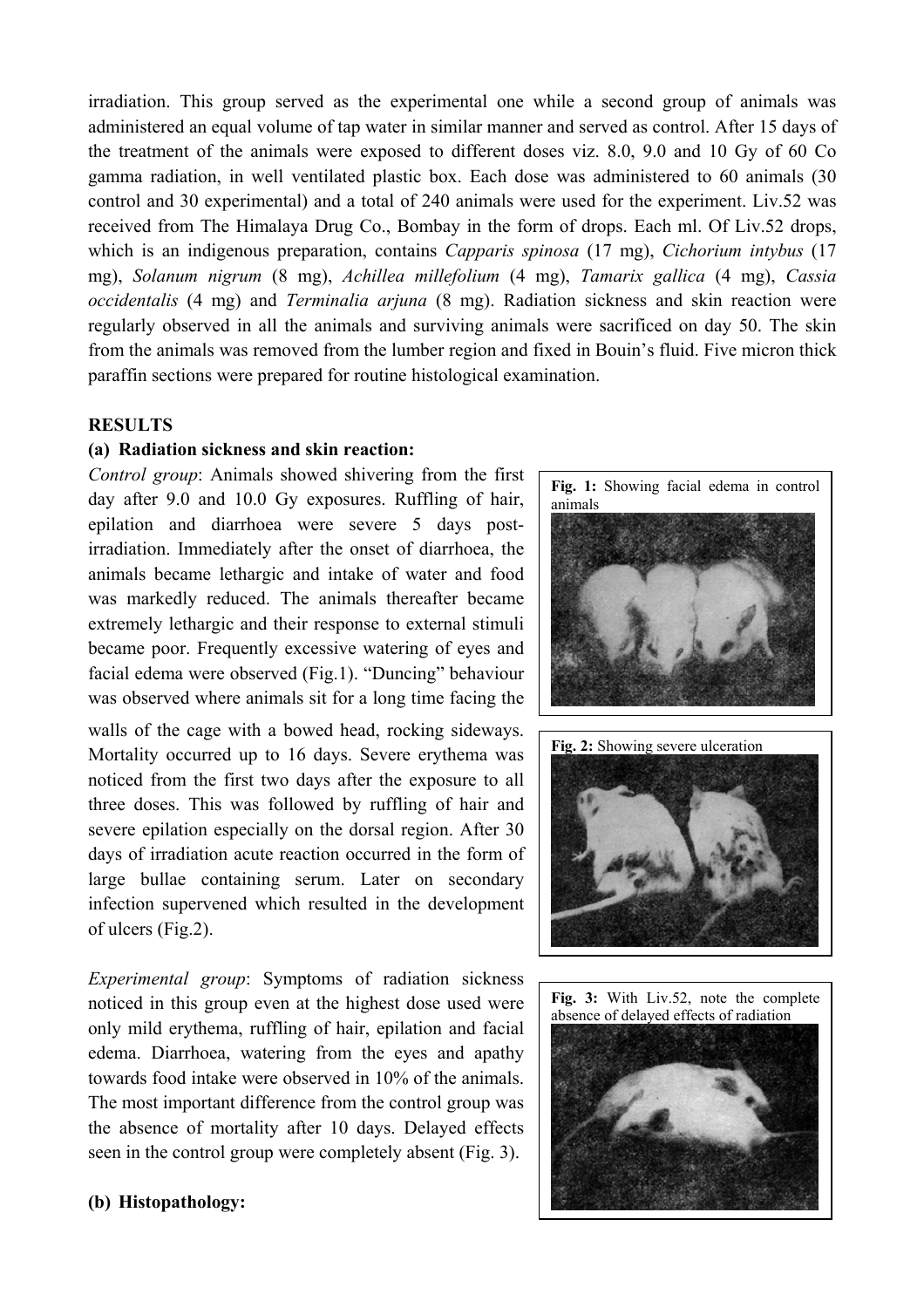irradiation. This group served as the experimental one while a second group of animals was administered an equal volume of tap water in similar manner and served as control. After 15 days of the treatment of the animals were exposed to different doses viz. 8.0, 9.0 and 10 Gy of 60 Co gamma radiation, in well ventilated plastic box. Each dose was administered to 60 animals (30 control and 30 experimental) and a total of 240 animals were used for the experiment. Liv.52 was received from The Himalaya Drug Co., Bombay in the form of drops. Each ml. Of Liv.52 drops, which is an indigenous preparation, contains *Capparis spinosa* (17 mg), *Cichorium intybus* (17 mg), *Solanum nigrum* (8 mg), *Achillea millefolium* (4 mg), *Tamarix gallica* (4 mg), *Cassia occidentalis* (4 mg) and *Terminalia arjuna* (8 mg). Radiation sickness and skin reaction were regularly observed in all the animals and surviving animals were sacrificed on day 50. The skin from the animals was removed from the lumber region and fixed in Bouin's fluid. Five micron thick paraffin sections were prepared for routine histological examination.

**RESULTS**

**(a) Radiation sickness and skin reaction:**

*Control group*: Animals showed shivering from the first day after 9.0 and 10.0 Gy exposures. Ruffling of hair, epilation and diarrhoea were severe 5 days post-irradiation. Immediately after the onset of diarrhoea, the animals became lethargic and intake of water and food was markedly reduced. The animals thereafter became extremely lethargic and their response to external stimuli became poor. Frequently excessive watering of eyes and facial edema were observed (Fig.1). "Duncing" behaviour was observed where animals sit for a long time facing the walls of the cage with a bowed head, rocking sideways. Mortality occurred up to 16 days. Severe erythema was noticed from the first two days after the exposure to all three doses. This was followed by ruffling of hair and severe epilation especially on the dorsal region. After 30 days of irradiation acute reaction occurred in the form of large bullae containing serum. Later on secondary infection supervened which resulted in the development of ulcers (Fig.2).

**Fig. 1:** Showing facial edema in control animals

**Fig. 2:** Showing severe ulceration

*Experimental group*: Symptoms of radiation sickness noticed in this group even at the highest dose used were only mild erythema, ruffling of hair, epilation and facial edema. Diarrhoea, watering from the eyes and apathy towards food intake were observed in 10% of the animals. The most important difference from the control group was the absence of mortality after 10 days. Delayed effects seen in the control group were completely absent (Fig. 3).

**Fig. 3:** With Liv.52, note the complete absence of delayed effects of radiation

**(b) Histopathology:**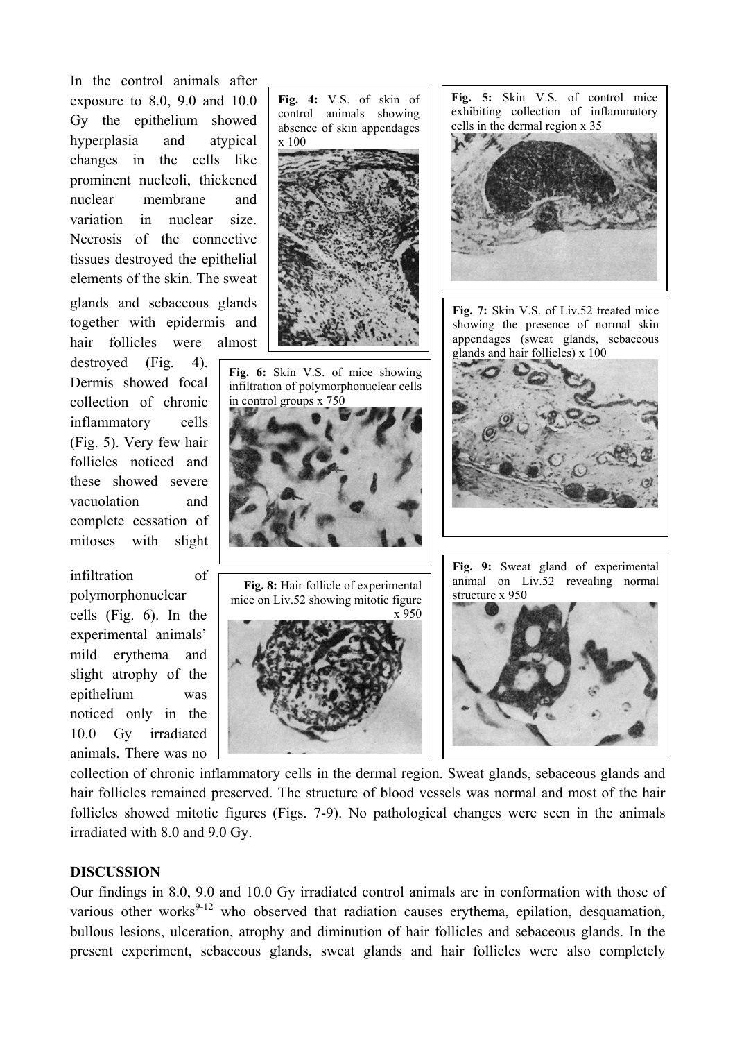In the control animals after exposure to 8.0, 9.0 and 10.0 Gy the epithelium showed hyperplasia and atypical changes in the cells like prominent nucleoli, thickened nuclear membrane and variation in nuclear size. Necrosis of the connective tissues destroyed the epithelial elements of the skin. The sweat glands and sebaceous glands together with epidermis and hair follicles were almost destroyed (Fig. 4). Dermis showed focal collection of chronic inflammatory cells (Fig. 5). Very few hair follicles noticed and these showed severe vacuolation and complete cessation of mitoses with slight infiltration of polymorphonuclear cells (Fig. 6). In the experimental animals' mild erythema and slight atrophy of the epithelium was noticed only in the 10.0 Gy irradiated animals. There was no collection of chronic inflammatory cells in the dermal region. Sweat glands, sebaceous glands and hair follicles remained preserved. The structure of blood vessels was normal and most of the hair follicles showed mitotic figures (Figs. 7-9). No pathological changes were seen in the animals irradiated with 8.0 and 9.0 Gy.

**Fig. 4:** V.S. of skin of control animals showing absence of skin appendages x 100

**Fig. 5:** Skin V.S. of control mice exhibiting collection of inflammatory cells in the dermal region x 35

**Fig. 6:** Skin V.S. of mice showing infiltration of polymorphonuclear cells in control groups x 750

**Fig. 7:** Skin V.S. of Liv.52 treated mice showing the presence of normal skin appendages (sweat glands, sebaceous glands and hair follicles) x 100

**Fig. 8:** Hair follicle of experimental mice on Liv.52 showing mitotic figure x 950

**Fig. 9:** Sweat gland of experimental animal on Liv.52 revealing normal structure x 950

## DISCUSSION

Our findings in 8.0, 9.0 and 10.0 Gy irradiated control animals are in conformation with those of various other works[9-12] who observed that radiation causes erythema, epilation, desquamation, bullous lesions, ulceration, atrophy and diminution of hair follicles and sebaceous glands. In the present experiment, sebaceous glands, sweat glands and hair follicles were also completely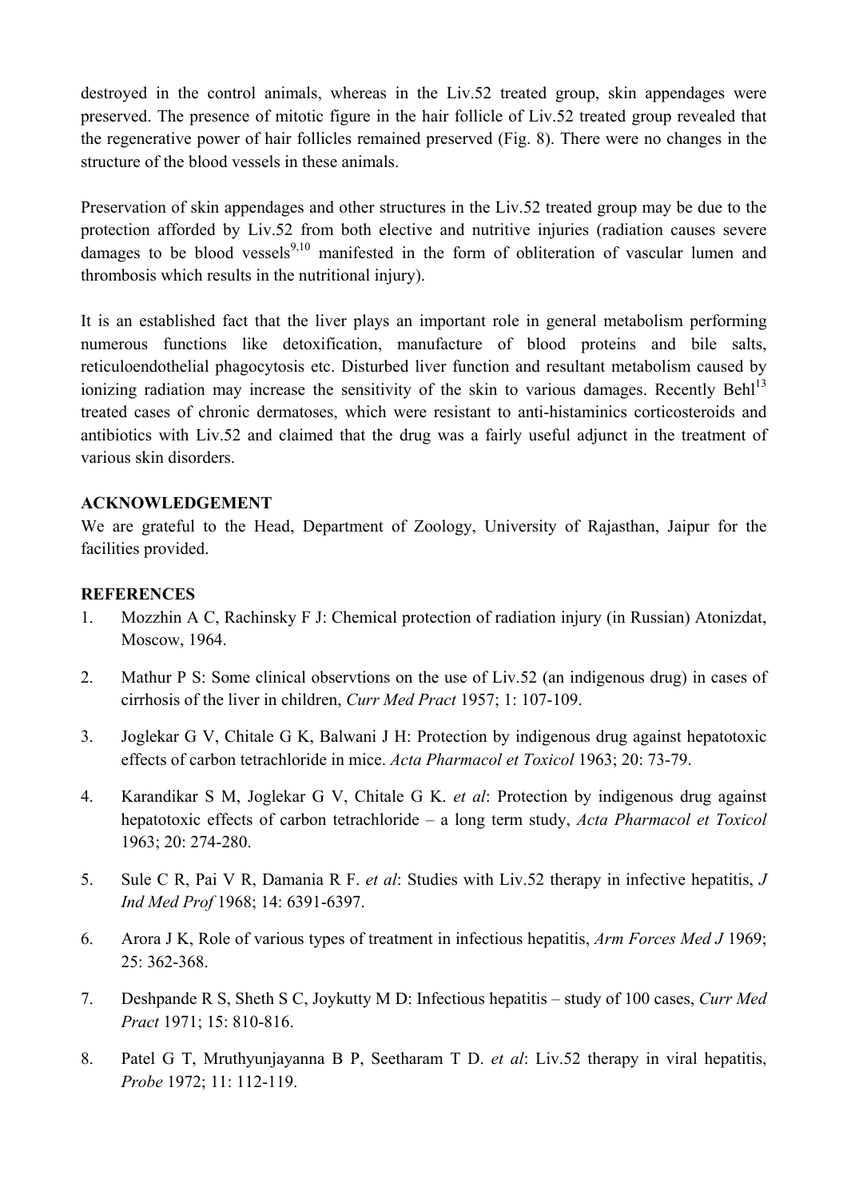destroyed in the control animals, whereas in the Liv.52 treated group, skin appendages were preserved. The presence of mitotic figure in the hair follicle of Liv.52 treated group revealed that the regenerative power of hair follicles remained preserved (Fig. 8). There were no changes in the structure of the blood vessels in these animals.

Preservation of skin appendages and other structures in the Liv.52 treated group may be due to the protection afforded by Liv.52 from both elective and nutritive injuries (radiation causes severe damages to be blood vessels[9,10] manifested in the form of obliteration of vascular lumen and thrombosis which results in the nutritional injury).

It is an established fact that the liver plays an important role in general metabolism performing numerous functions like detoxification, manufacture of blood proteins and bile salts, reticuloendothelial phagocytosis etc. Disturbed liver function and resultant metabolism caused by ionizing radiation may increase the sensitivity of the skin to various damages. Recently Behl[13] treated cases of chronic dermatoses, which were resistant to anti-histaminics corticosteroids and antibiotics with Liv.52 and claimed that the drug was a fairly useful adjunct in the treatment of various skin disorders.

## ACKNOWLEDGEMENT

We are grateful to the Head, Department of Zoology, University of Rajasthan, Jaipur for the facilities provided.

## REFERENCES

1. Mozzhin A C, Rachinsky F J: Chemical protection of radiation injury (in Russian) Atonizdat, Moscow, 1964.
2. Mathur P S: Some clinical observtions on the use of Liv.52 (an indigenous drug) in cases of cirrhosis of the liver in children, *Curr Med Pract* 1957; 1: 107-109.
3. Joglekar G V, Chitale G K, Balwani J H: Protection by indigenous drug against hepatotoxic effects of carbon tetrachloride in mice. *Acta Pharmacol et Toxicol* 1963; 20: 73-79.
4. Karandikar S M, Joglekar G V, Chitale G K. *et al*: Protection by indigenous drug against hepatotoxic effects of carbon tetrachloride – a long term study, *Acta Pharmacol et Toxicol* 1963; 20: 274-280.
5. Sule C R, Pai V R, Damania R F. *et al*: Studies with Liv.52 therapy in infective hepatitis, *J Ind Med Prof* 1968; 14: 6391-6397.
6. Arora J K, Role of various types of treatment in infectious hepatitis, *Arm Forces Med J* 1969; 25: 362-368.
7. Deshpande R S, Sheth S C, Joykutty M D: Infectious hepatitis – study of 100 cases, *Curr Med Pract* 1971; 15: 810-816.
8. Patel G T, Mruthyunjayanna B P, Seetharam T D. *et al*: Liv.52 therapy in viral hepatitis, *Probe* 1972; 11: 112-119.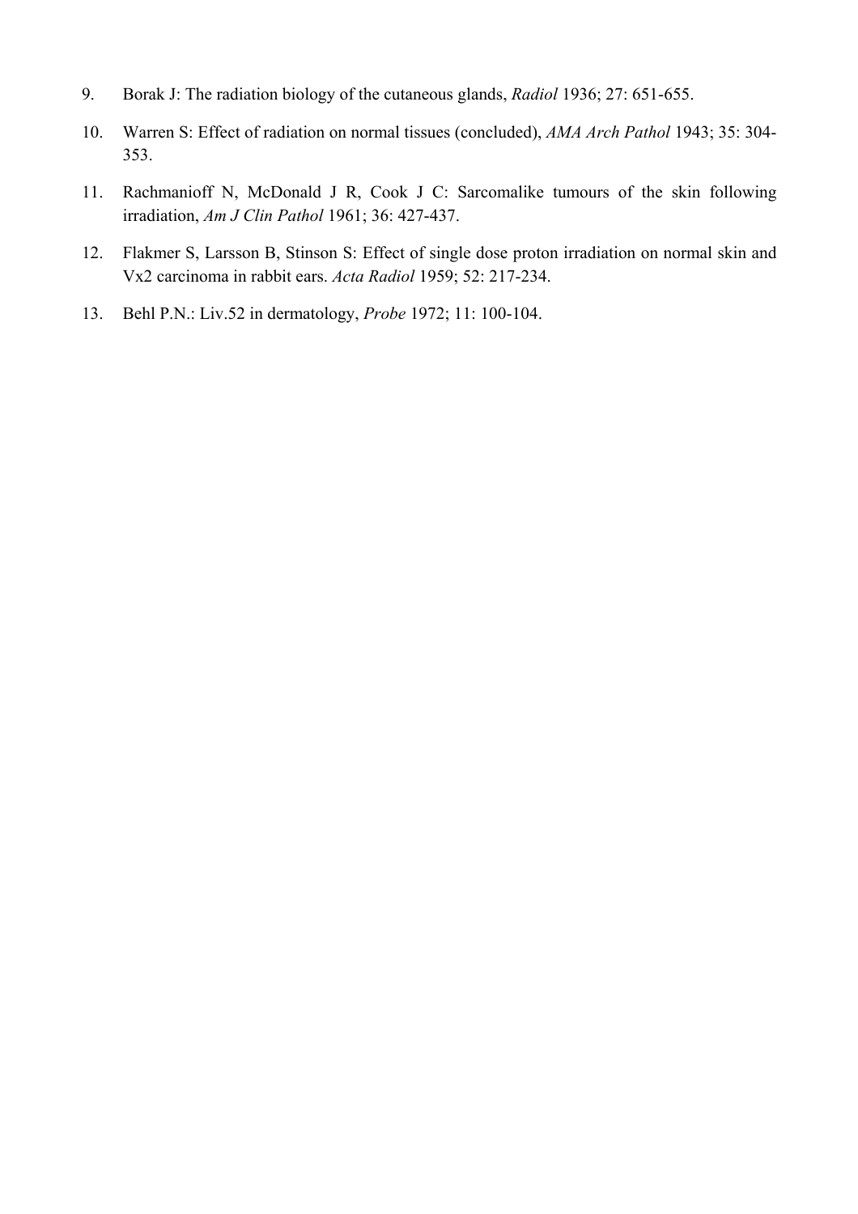9. Borak J: The radiation biology of the cutaneous glands, *Radiol* 1936; 27: 651-655.

10. Warren S: Effect of radiation on normal tissues (concluded), *AMA Arch Pathol* 1943; 35: 304-353.

11. Rachmanioff N, McDonald J R, Cook J C: Sarcomalike tumours of the skin following irradiation, *Am J Clin Pathol* 1961; 36: 427-437.

12. Flakmer S, Larsson B, Stinson S: Effect of single dose proton irradiation on normal skin and Vx2 carcinoma in rabbit ears. *Acta Radiol* 1959; 52: 217-234.

13. Behl P.N.: Liv.52 in dermatology, *Probe* 1972; 11: 100-104.